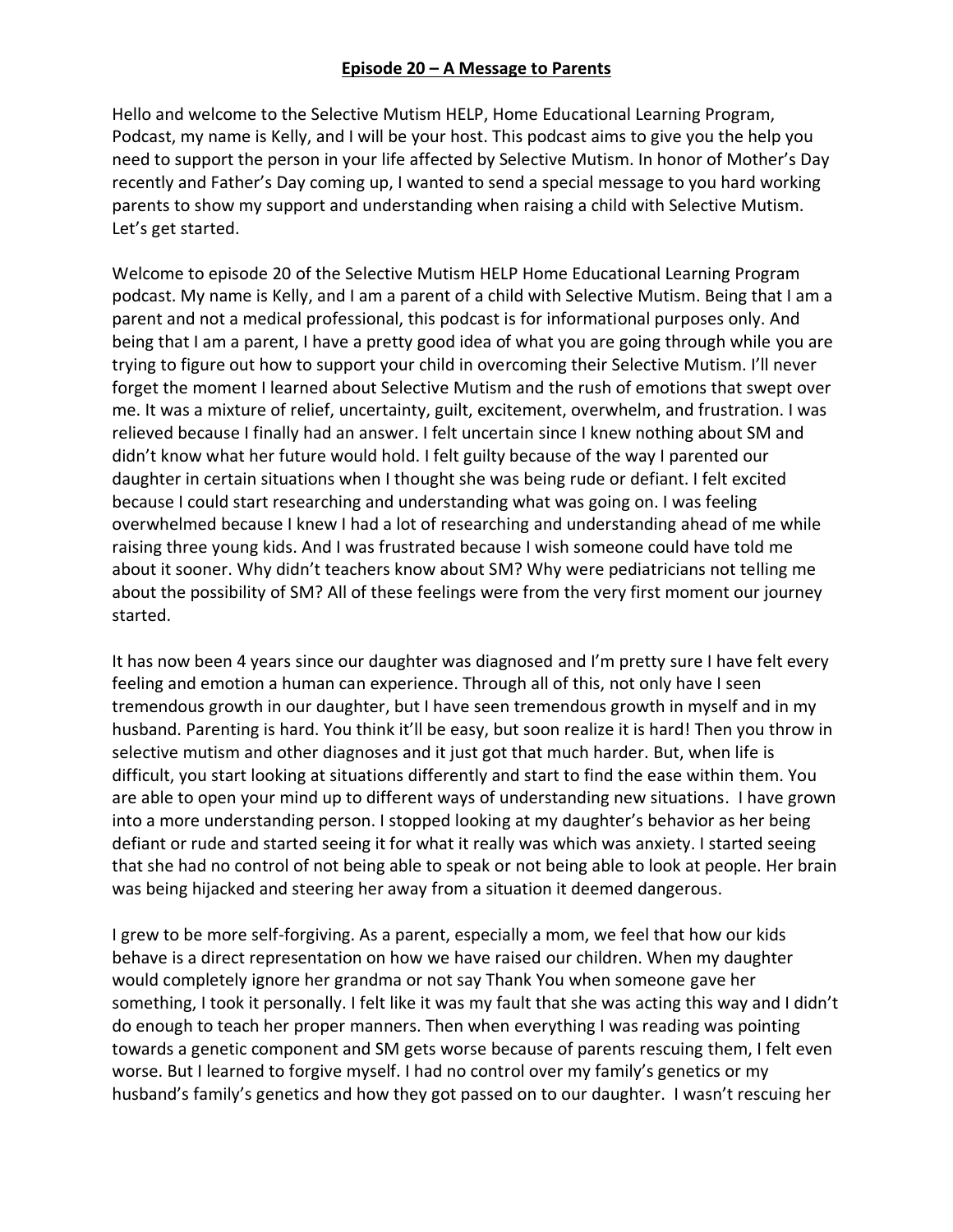## Episode 20 – A Message to Parents

Hello and welcome to the Selective Mutism HELP, Home Educational Learning Program, Podcast, my name is Kelly, and I will be your host. This podcast aims to give you the help you need to support the person in your life affected by Selective Mutism. In honor of Mother's Day recently and Father's Day coming up, I wanted to send a special message to you hard working parents to show my support and understanding when raising a child with Selective Mutism. Let's get started.

Welcome to episode 20 of the Selective Mutism HELP Home Educational Learning Program podcast. My name is Kelly, and I am a parent of a child with Selective Mutism. Being that I am a parent and not a medical professional, this podcast is for informational purposes only. And being that I am a parent, I have a pretty good idea of what you are going through while you are trying to figure out how to support your child in overcoming their Selective Mutism. I'll never forget the moment I learned about Selective Mutism and the rush of emotions that swept over me. It was a mixture of relief, uncertainty, guilt, excitement, overwhelm, and frustration. I was relieved because I finally had an answer. I felt uncertain since I knew nothing about SM and didn't know what her future would hold. I felt guilty because of the way I parented our daughter in certain situations when I thought she was being rude or defiant. I felt excited because I could start researching and understanding what was going on. I was feeling overwhelmed because I knew I had a lot of researching and understanding ahead of me while raising three young kids. And I was frustrated because I wish someone could have told me about it sooner. Why didn't teachers know about SM? Why were pediatricians not telling me about the possibility of SM? All of these feelings were from the very first moment our journey started.

It has now been 4 years since our daughter was diagnosed and I'm pretty sure I have felt every feeling and emotion a human can experience. Through all of this, not only have I seen tremendous growth in our daughter, but I have seen tremendous growth in myself and in my husband. Parenting is hard. You think it'll be easy, but soon realize it is hard! Then you throw in selective mutism and other diagnoses and it just got that much harder. But, when life is difficult, you start looking at situations differently and start to find the ease within them. You are able to open your mind up to different ways of understanding new situations. I have grown into a more understanding person. I stopped looking at my daughter's behavior as her being defiant or rude and started seeing it for what it really was which was anxiety. I started seeing that she had no control of not being able to speak or not being able to look at people. Her brain was being hijacked and steering her away from a situation it deemed dangerous.

I grew to be more self-forgiving. As a parent, especially a mom, we feel that how our kids behave is a direct representation on how we have raised our children. When my daughter would completely ignore her grandma or not say Thank You when someone gave her something, I took it personally. I felt like it was my fault that she was acting this way and I didn't do enough to teach her proper manners. Then when everything I was reading was pointing towards a genetic component and SM gets worse because of parents rescuing them, I felt even worse. But I learned to forgive myself. I had no control over my family's genetics or my husband's family's genetics and how they got passed on to our daughter. I wasn't rescuing her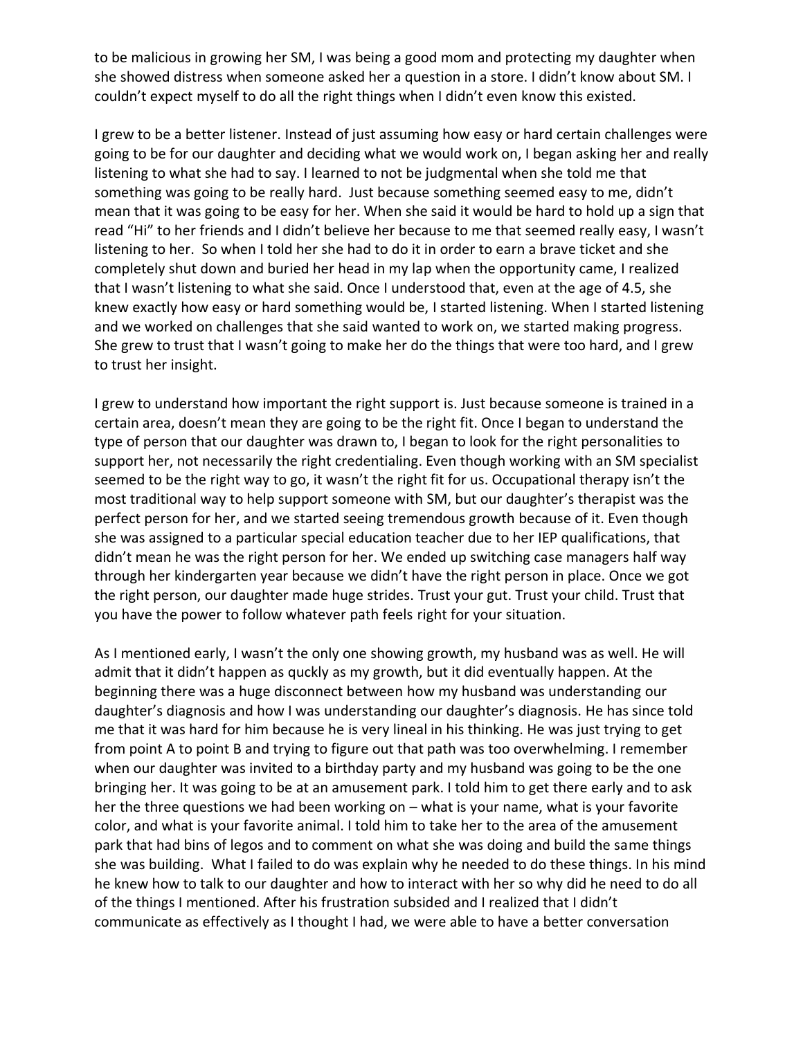to be malicious in growing her SM, I was being a good mom and protecting my daughter when she showed distress when someone asked her a question in a store. I didn't know about SM. I couldn't expect myself to do all the right things when I didn't even know this existed.

I grew to be a better listener. Instead of just assuming how easy or hard certain challenges were going to be for our daughter and deciding what we would work on, I began asking her and really listening to what she had to say. I learned to not be judgmental when she told me that something was going to be really hard. Just because something seemed easy to me, didn't mean that it was going to be easy for her. When she said it would be hard to hold up a sign that read "Hi" to her friends and I didn't believe her because to me that seemed really easy, I wasn't listening to her. So when I told her she had to do it in order to earn a brave ticket and she completely shut down and buried her head in my lap when the opportunity came, I realized that I wasn't listening to what she said. Once I understood that, even at the age of 4.5, she knew exactly how easy or hard something would be, I started listening. When I started listening and we worked on challenges that she said wanted to work on, we started making progress. She grew to trust that I wasn't going to make her do the things that were too hard, and I grew to trust her insight.

I grew to understand how important the right support is. Just because someone is trained in a certain area, doesn't mean they are going to be the right fit. Once I began to understand the type of person that our daughter was drawn to, I began to look for the right personalities to support her, not necessarily the right credentialing. Even though working with an SM specialist seemed to be the right way to go, it wasn't the right fit for us. Occupational therapy isn't the most traditional way to help support someone with SM, but our daughter's therapist was the perfect person for her, and we started seeing tremendous growth because of it. Even though she was assigned to a particular special education teacher due to her IEP qualifications, that didn't mean he was the right person for her. We ended up switching case managers half way through her kindergarten year because we didn't have the right person in place. Once we got the right person, our daughter made huge strides. Trust your gut. Trust your child. Trust that you have the power to follow whatever path feels right for your situation.

As I mentioned early, I wasn't the only one showing growth, my husband was as well. He will admit that it didn't happen as quckly as my growth, but it did eventually happen. At the beginning there was a huge disconnect between how my husband was understanding our daughter's diagnosis and how I was understanding our daughter's diagnosis. He has since told me that it was hard for him because he is very lineal in his thinking. He was just trying to get from point A to point B and trying to figure out that path was too overwhelming. I remember when our daughter was invited to a birthday party and my husband was going to be the one bringing her. It was going to be at an amusement park. I told him to get there early and to ask her the three questions we had been working on – what is your name, what is your favorite color, and what is your favorite animal. I told him to take her to the area of the amusement park that had bins of legos and to comment on what she was doing and build the same things she was building. What I failed to do was explain why he needed to do these things. In his mind he knew how to talk to our daughter and how to interact with her so why did he need to do all of the things I mentioned. After his frustration subsided and I realized that I didn't communicate as effectively as I thought I had, we were able to have a better conversation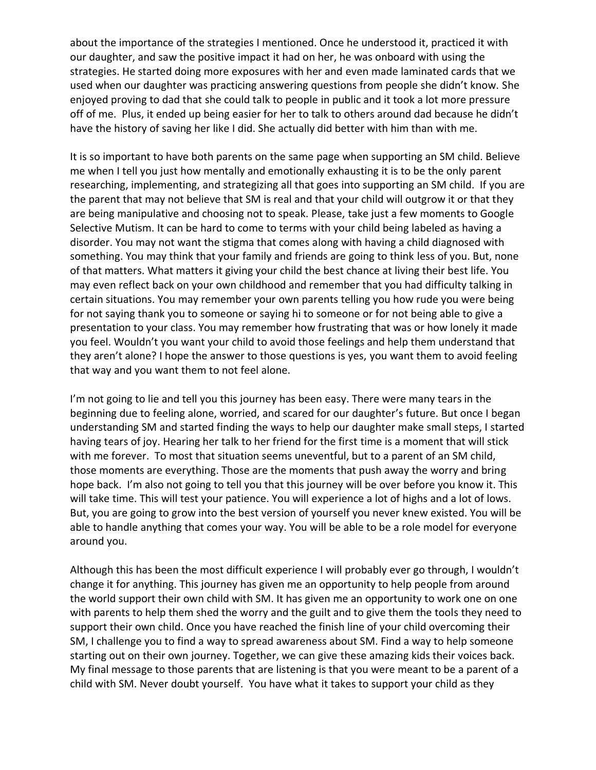about the importance of the strategies I mentioned. Once he understood it, practiced it with our daughter, and saw the positive impact it had on her, he was onboard with using the strategies. He started doing more exposures with her and even made laminated cards that we used when our daughter was practicing answering questions from people she didn't know. She enjoyed proving to dad that she could talk to people in public and it took a lot more pressure off of me. Plus, it ended up being easier for her to talk to others around dad because he didn't have the history of saving her like I did. She actually did better with him than with me.

It is so important to have both parents on the same page when supporting an SM child. Believe me when I tell you just how mentally and emotionally exhausting it is to be the only parent researching, implementing, and strategizing all that goes into supporting an SM child. If you are the parent that may not believe that SM is real and that your child will outgrow it or that they are being manipulative and choosing not to speak. Please, take just a few moments to Google Selective Mutism. It can be hard to come to terms with your child being labeled as having a disorder. You may not want the stigma that comes along with having a child diagnosed with something. You may think that your family and friends are going to think less of you. But, none of that matters. What matters it giving your child the best chance at living their best life. You may even reflect back on your own childhood and remember that you had difficulty talking in certain situations. You may remember your own parents telling you how rude you were being for not saying thank you to someone or saying hi to someone or for not being able to give a presentation to your class. You may remember how frustrating that was or how lonely it made you feel. Wouldn't you want your child to avoid those feelings and help them understand that they aren't alone? I hope the answer to those questions is yes, you want them to avoid feeling that way and you want them to not feel alone.

I'm not going to lie and tell you this journey has been easy. There were many tears in the beginning due to feeling alone, worried, and scared for our daughter's future. But once I began understanding SM and started finding the ways to help our daughter make small steps, I started having tears of joy. Hearing her talk to her friend for the first time is a moment that will stick with me forever. To most that situation seems uneventful, but to a parent of an SM child, those moments are everything. Those are the moments that push away the worry and bring hope back. I'm also not going to tell you that this journey will be over before you know it. This will take time. This will test your patience. You will experience a lot of highs and a lot of lows. But, you are going to grow into the best version of yourself you never knew existed. You will be able to handle anything that comes your way. You will be able to be a role model for everyone around you.

Although this has been the most difficult experience I will probably ever go through, I wouldn't change it for anything. This journey has given me an opportunity to help people from around the world support their own child with SM. It has given me an opportunity to work one on one with parents to help them shed the worry and the guilt and to give them the tools they need to support their own child. Once you have reached the finish line of your child overcoming their SM, I challenge you to find a way to spread awareness about SM. Find a way to help someone starting out on their own journey. Together, we can give these amazing kids their voices back. My final message to those parents that are listening is that you were meant to be a parent of a child with SM. Never doubt yourself. You have what it takes to support your child as they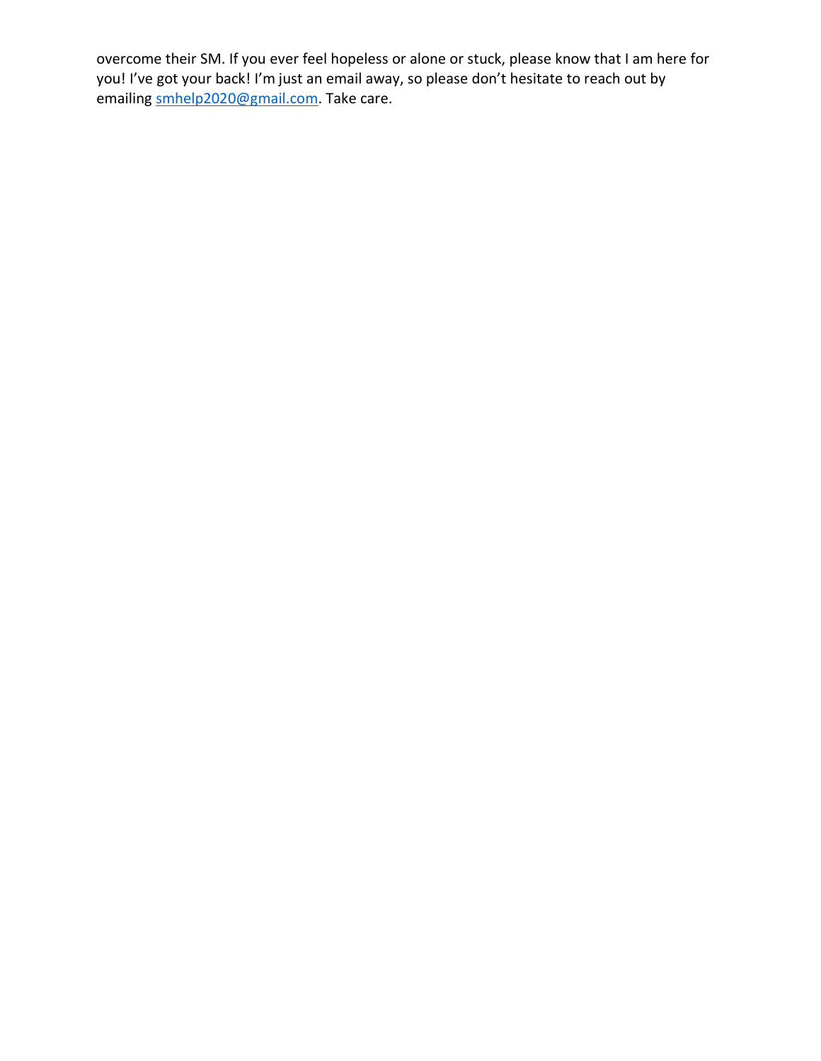overcome their SM. If you ever feel hopeless or alone or stuck, please know that I am here for you! I've got your back! I'm just an email away, so please don't hesitate to reach out by emailing [smhelp2020@gmail.com](mailto:smhelp2020@gmail.com). Take care.